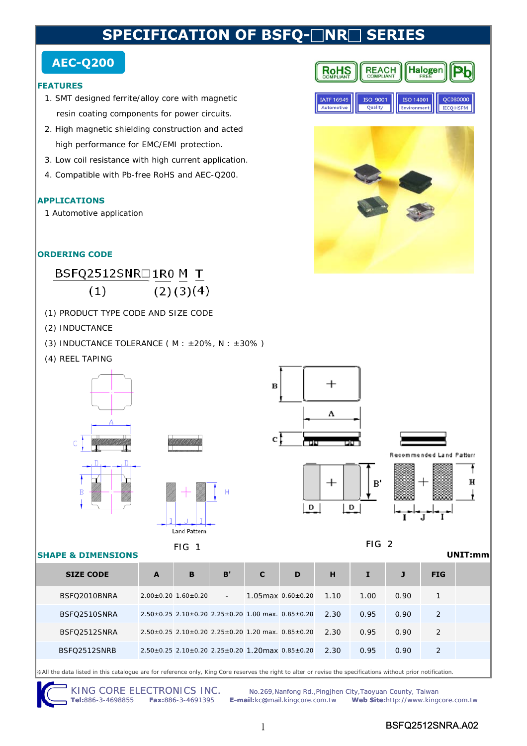# SPECIFICATION OF BSFQ-□NR□ SERIES

**AEC-Q200**

## FEATURES

1. SMT designed ferrite/alloy core with magnetic resin coating components for power circuits.
2. High magnetic shielding construction and acted high performance for EMC/EMI protection.
3. Low coil resistance with high current application.
4. Compatible with Pb-free RoHS and AEC-Q200.

## APPLICATIONS

1 Automotive application

## ORDERING CODE

BSFQ2512SNR□ 1R0 M T
(1) (2) (3) (4)

(1) PRODUCT TYPE CODE AND SIZE CODE
(2) INDUCTANCE
(3) INDUCTANCE TOLERANCE ( M : ±20%, N : ±30% )
(4) REEL TAPING

Land Pattern

FIG 1

Recommended Land Pattern

FIG 2

## SHAPE & DIMENSIONS

UNIT:mm

| SIZE CODE | A | B | B' | C | D | H | I | J | FIG |
|---|---|---|---|---|---|---|---|---|---|
| BSFQ2010BNRA | 2.00±0.20 | 1.60±0.20 | - | 1.05max | 0.60±0.20 | 1.10 | 1.00 | 0.90 | 1 |
| BSFQ2510SNRA | 2.50±0.25 | 2.10±0.20 | 2.25±0.20 | 1.00 max. | 0.85±0.20 | 2.30 | 0.95 | 0.90 | 2 |
| BSFQ2512SNRA | 2.50±0.25 | 2.10±0.20 | 2.25±0.20 | 1.20 max. | 0.85±0.20 | 2.30 | 0.95 | 0.90 | 2 |
| BSFQ2512SNRB | 2.50±0.25 | 2.10±0.20 | 2.25±0.20 | 1.20max | 0.85±0.20 | 2.30 | 0.95 | 0.90 | 2 |

※All the data listed in this catalogue are for reference only, King Core reserves the right to alter or revise the specifications without prior notification.

KING CORE ELECTRONICS INC. No.269,Nanfong Rd.,Pingjhen City,Taoyuan County, Taiwan
**Tel:**886-3-4698855 **Fax:**886-3-4691395 **E-mail:**kc@mail.kingcore.com.tw **Web Site:**http://www.kingcore.com.tw

BSFQ2512SNRA.A02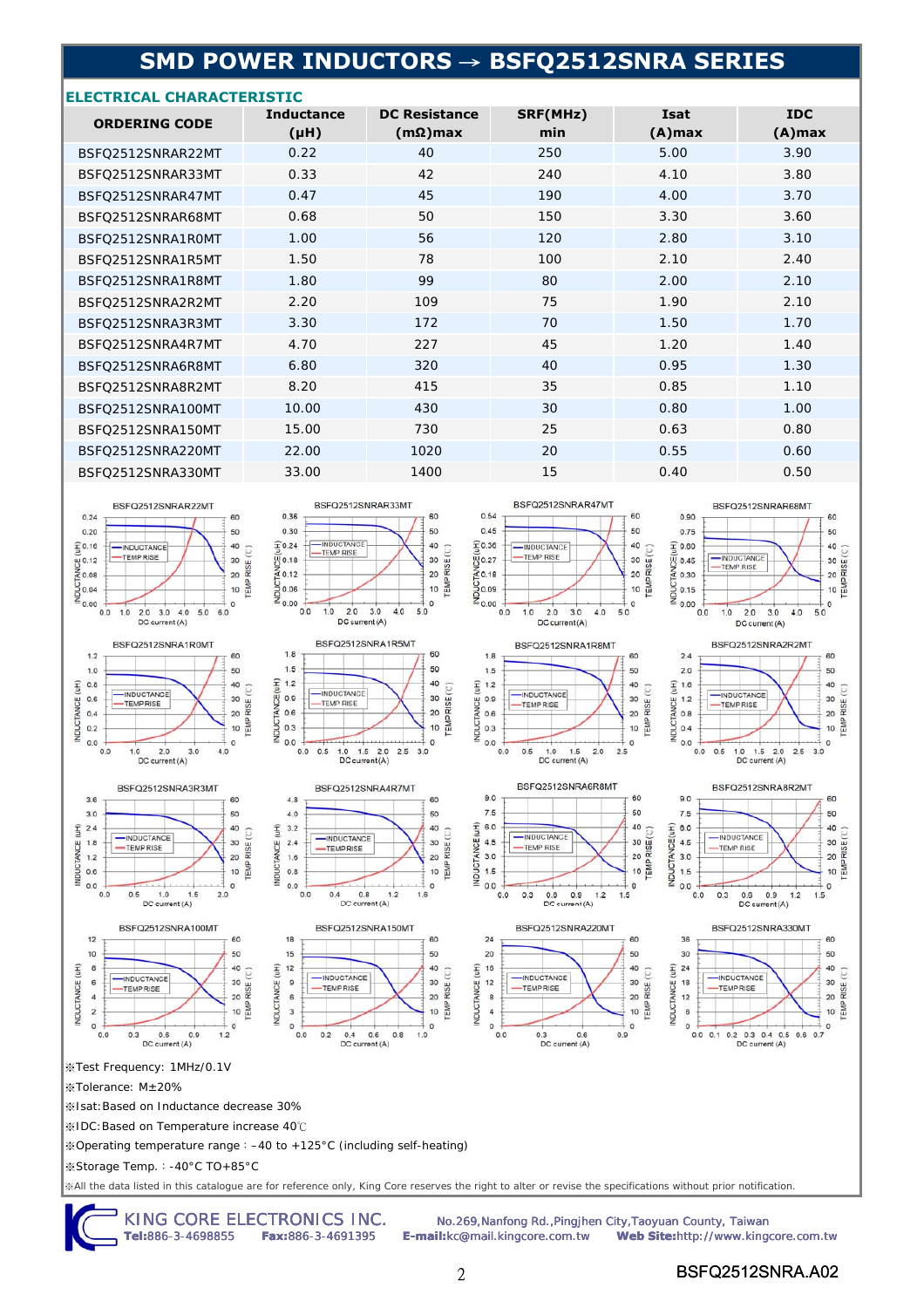# SMD POWER INDUCTORS → BSFQ2512SNRA SERIES

## ELECTRICAL CHARACTERISTIC

| ORDERING CODE | Inductance (μH) | DC Resistance (mΩ)max | SRF(MHz) min | Isat (A)max | IDC (A)max |
|---|---|---|---|---|---|
| BSFQ2512SNRAR22MT | 0.22 | 40 | 250 | 5.00 | 3.90 |
| BSFQ2512SNRAR33MT | 0.33 | 42 | 240 | 4.10 | 3.80 |
| BSFQ2512SNRAR47MT | 0.47 | 45 | 190 | 4.00 | 3.70 |
| BSFQ2512SNRAR68MT | 0.68 | 50 | 150 | 3.30 | 3.60 |
| BSFQ2512SNRA1R0MT | 1.00 | 56 | 120 | 2.80 | 3.10 |
| BSFQ2512SNRA1R5MT | 1.50 | 78 | 100 | 2.10 | 2.40 |
| BSFQ2512SNRA1R8MT | 1.80 | 99 | 80 | 2.00 | 2.10 |
| BSFQ2512SNRA2R2MT | 2.20 | 109 | 75 | 1.90 | 2.10 |
| BSFQ2512SNRA3R3MT | 3.30 | 172 | 70 | 1.50 | 1.70 |
| BSFQ2512SNRA4R7MT | 4.70 | 227 | 45 | 1.20 | 1.40 |
| BSFQ2512SNRA6R8MT | 6.80 | 320 | 40 | 0.95 | 1.30 |
| BSFQ2512SNRA8R2MT | 8.20 | 415 | 35 | 0.85 | 1.10 |
| BSFQ2512SNRA100MT | 10.00 | 430 | 30 | 0.80 | 1.00 |
| BSFQ2512SNRA150MT | 15.00 | 730 | 25 | 0.63 | 0.80 |
| BSFQ2512SNRA220MT | 22.00 | 1020 | 20 | 0.55 | 0.60 |
| BSFQ2512SNRA330MT | 33.00 | 1400 | 15 | 0.40 | 0.50 |

BSFQ2512SNRAR22MT
INDUCTANCE / TEMP RISE
INDUCTANCE (uH) 0.00 0.04 0.08 0.12 0.16 0.20 0.24
TEMP RISE (℃) 0 10 20 30 40 50 60
DC current (A) 0.0 1.0 2.0 3.0 4.0 5.0 6.0

BSFQ2512SNRAR33MT
INDUCTANCE / TEMP RISE
INDUCTANCE(uH) 0.00 0.06 0.12 0.18 0.24 0.30 0.36
TEMP RISE (℃) 0 10 20 30 40 50 60
DC current (A) 0.0 1.0 2.0 3.0 4.0 5.0

BSFQ2512SNRAR47MT
INDUCTANCE / TEMP RISE
INDUCTANCE(uH) 0.00 0.09 0.18 0.27 0.36 0.45 0.54
TEMP RISE (℃) 0 10 20 30 40 50 60
DC current(A) 0.0 1.0 2.0 3.0 4.0 5.0

BSFQ2512SNRAR68MT
INDUCTANCE / TEMP RISE
INDUCTANCE(uH) 0.00 0.15 0.30 0.45 0.60 0.75 0.90
TEMP RISE (℃) 0 10 20 30 40 50 60
DC current (A) 0.0 1.0 2.0 3.0 4.0 5.0

BSFQ2512SNRA1R0MT
INDUCTANCE / TEMP RISE
INDUCTANCE (uH) 0.0 0.2 0.4 0.6 0.8 1.0 1.2
TEMP RISE (℃) 0 10 20 30 40 50 60
DC current (A) 0.0 1.0 2.0 3.0 4.0

BSFQ2512SNRA1R5MT
INDUCTANCE / TEMP RISE
INDUCTANCE(uH) 0.0 0.3 0.6 0.9 1.2 1.5 1.8
TEMP RISE(℃) 0 10 20 30 40 50 60
DCcurrent(A) 0.0 0.5 1.0 1.5 2.0 2.5 3.0

BSFQ2512SNRA1R8MT
INDUCTANCE / TEMP RISE
INDUCTANCE (uH) 0.0 0.3 0.6 0.9 1.2 1.5 1.8
TEMP RISE (℃) 0 10 20 30 40 50 60
DC current (A) 0.0 0.5 1.0 1.5 2.0 2.5

BSFQ2512SNRA2R2MT
INDUCTANCE / TEMP RISE
INDUCTANCE (uH) 0.0 0.4 0.8 1.2 1.6 2.0 2.4
TEMP RISE (℃) 0 10 20 30 40 50 60
DC current (A) 0.0 0.5 1.0 1.5 2.0 2.5 3.0

BSFQ2512SNRA3R3MT
INDUCTANCE / TEMP RISE
INDUCTANCE (uH) 0.0 0.6 1.2 1.8 2.4 3.0 3.6
TEMP RISE (℃) 0 10 20 30 40 50 60
DC current (A) 0.0 0.5 1.0 1.5 2.0

BSFQ2512SNRA4R7MT
INDUCTANCE / TEMP RISE
INDUCTANCE (uH) 0.0 0.8 1.6 2.4 3.2 4.0 4.8
TEMP RISE (℃) 0 10 20 30 40 50 60
DC current (A) 0.0 0.4 0.8 1.2 1.6

BSFQ2512SNRA6R8MT
INDUCTANCE / TEMP RISE
INDUCTANCE(uH) 0.0 1.5 3.0 4.5 6.0 7.5 9.0
TEMP RISE (℃) 0 10 20 30 40 50 60
DC current (A) 0.0 0.3 0.6 0.9 1.2 1.5

BSFQ2512SNRA8R2MT
INDUCTANCE / TEMP RISE
INDUCTANCE(uH) 0.0 1.5 3.0 4.5 6.0 7.5 9.0
TEMP RISE(℃) 0 10 20 30 40 50 60
DC current (A) 0.0 0.3 0.6 0.9 1.2 1.5

BSFQ2512SNRA100MT
INDUCTANCE / TEMP RISE
INDUCTANCE (uH) 0 2 4 6 8 10 12
TEMP RISE (℃) 0 10 20 30 40 50 60
DC current (A) 0.0 0.3 0.6 0.9 1.2

BSFQ2512SNRA150MT
INDUCTANCE / TEMP RISE
INDUCTANCE (uH) 0 3 6 9 12 15 18
TEMP RISE (℃) 0 10 20 30 40 50 60
DC current (A) 0.0 0.2 0.4 0.6 0.8 1.0

BSFQ2512SNRA220MT
INDUCTANCE / TEMP RISE
INDUCTANCE (uH) 0 4 8 12 16 20 24
TEMP RISE (℃) 0 10 20 30 40 50 60
DC current (A) 0.0 0.3 0.6 0.9

BSFQ2512SNRA330MT
INDUCTANCE / TEMP RISE
INDUCTANCE (uH) 0 6 12 18 24 30 36
TEMP RISE (℃) 0 10 20 30 40 50 60
DC current (A) 0.0 0.1 0.2 0.3 0.4 0.5 0.6 0.7

※Test Frequency: 1MHz/0.1V

※Tolerance: M±20%

※Isat:Based on Inductance decrease 30%

※IDC:Based on Temperature increase 40℃

※Operating temperature range：-40 to +125°C (including self-heating)

※Storage Temp.：-40°C TO+85°C

※All the data listed in this catalogue are for reference only, King Core reserves the right to alter or revise the specifications without prior notification.

KING CORE ELECTRONICS INC.
Tel:886-3-4698855 Fax:886-3-4691395
No.269,Nanfong Rd.,Pingjhen City,Taoyuan County, Taiwan
E-mail:kc@mail.kingcore.com.tw Web Site:http://www.kingcore.com.tw

BSFQ2512SNRA.A02